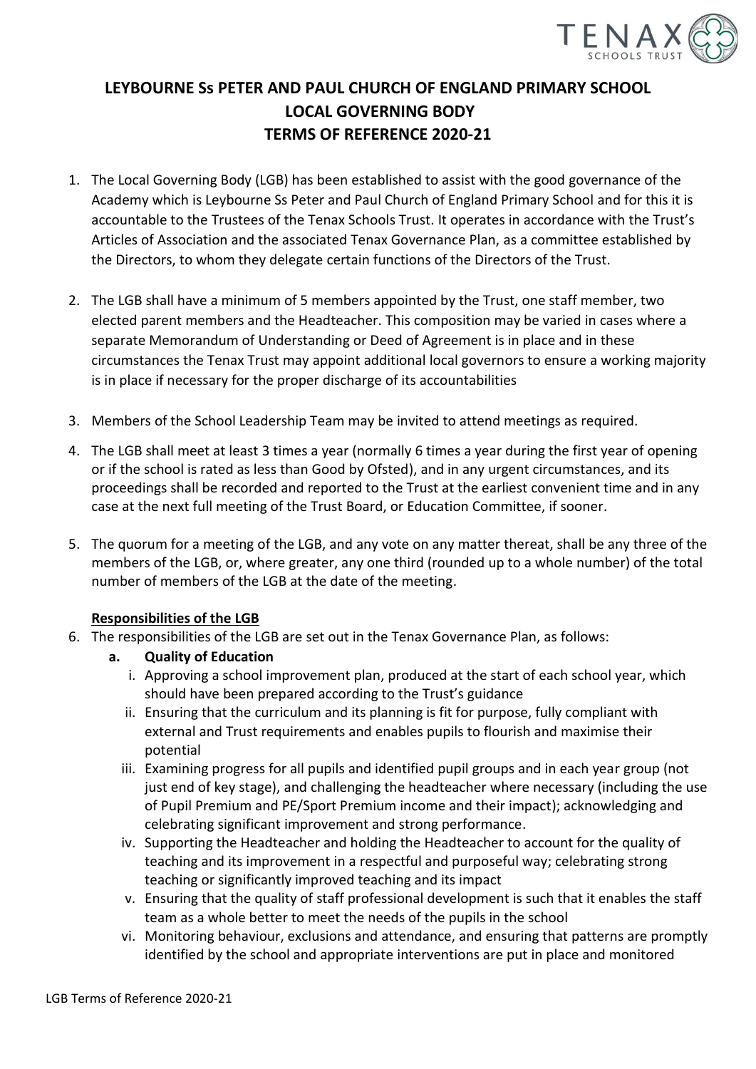# LEYBOURNE Ss PETER AND PAUL CHURCH OF ENGLAND PRIMARY SCHOOL
# LOCAL GOVERNING BODY
# TERMS OF REFERENCE 2020-21

1. The Local Governing Body (LGB) has been established to assist with the good governance of the Academy which is Leybourne Ss Peter and Paul Church of England Primary School and for this it is accountable to the Trustees of the Tenax Schools Trust. It operates in accordance with the Trust's Articles of Association and the associated Tenax Governance Plan, as a committee established by the Directors, to whom they delegate certain functions of the Directors of the Trust.

2. The LGB shall have a minimum of 5 members appointed by the Trust, one staff member, two elected parent members and the Headteacher. This composition may be varied in cases where a separate Memorandum of Understanding or Deed of Agreement is in place and in these circumstances the Tenax Trust may appoint additional local governors to ensure a working majority is in place if necessary for the proper discharge of its accountabilities

3. Members of the School Leadership Team may be invited to attend meetings as required.

4. The LGB shall meet at least 3 times a year (normally 6 times a year during the first year of opening or if the school is rated as less than Good by Ofsted), and in any urgent circumstances, and its proceedings shall be recorded and reported to the Trust at the earliest convenient time and in any case at the next full meeting of the Trust Board, or Education Committee, if sooner.

5. The quorum for a meeting of the LGB, and any vote on any matter thereat, shall be any three of the members of the LGB, or, where greater, any one third (rounded up to a whole number) of the total number of members of the LGB at the date of the meeting.

**Responsibilities of the LGB**

6. The responsibilities of the LGB are set out in the Tenax Governance Plan, as follows:
   a. **Quality of Education**
      i. Approving a school improvement plan, produced at the start of each school year, which should have been prepared according to the Trust's guidance
      ii. Ensuring that the curriculum and its planning is fit for purpose, fully compliant with external and Trust requirements and enables pupils to flourish and maximise their potential
      iii. Examining progress for all pupils and identified pupil groups and in each year group (not just end of key stage), and challenging the headteacher where necessary (including the use of Pupil Premium and PE/Sport Premium income and their impact); acknowledging and celebrating significant improvement and strong performance.
      iv. Supporting the Headteacher and holding the Headteacher to account for the quality of teaching and its improvement in a respectful and purposeful way; celebrating strong teaching or significantly improved teaching and its impact
      v. Ensuring that the quality of staff professional development is such that it enables the staff team as a whole better to meet the needs of the pupils in the school
      vi. Monitoring behaviour, exclusions and attendance, and ensuring that patterns are promptly identified by the school and appropriate interventions are put in place and monitored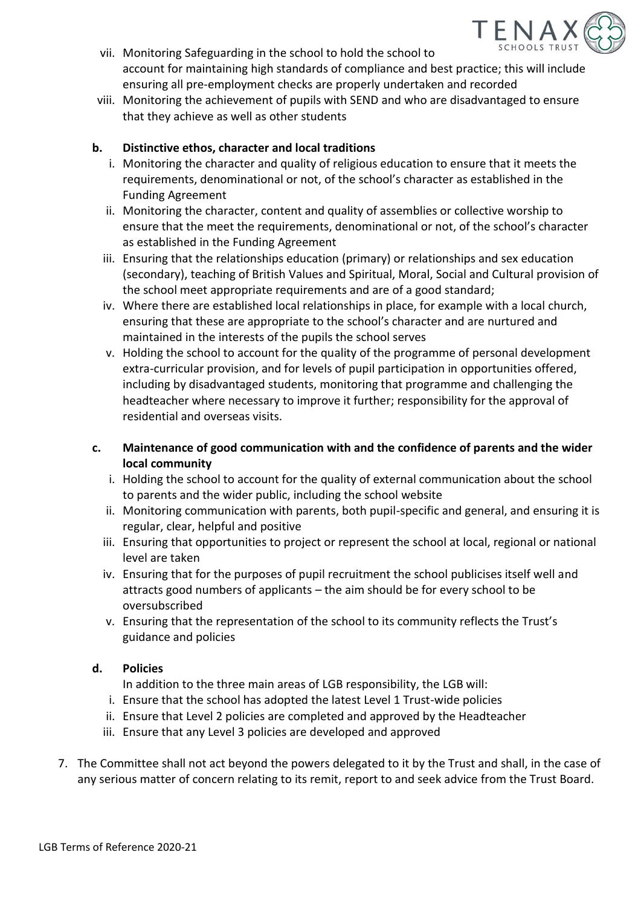vii. Monitoring Safeguarding in the school to hold the school to account for maintaining high standards of compliance and best practice; this will include ensuring all pre-employment checks are properly undertaken and recorded

viii. Monitoring the achievement of pupils with SEND and who are disadvantaged to ensure that they achieve as well as other students

**b. Distinctive ethos, character and local traditions**

i. Monitoring the character and quality of religious education to ensure that it meets the requirements, denominational or not, of the school's character as established in the Funding Agreement

ii. Monitoring the character, content and quality of assemblies or collective worship to ensure that the meet the requirements, denominational or not, of the school's character as established in the Funding Agreement

iii. Ensuring that the relationships education (primary) or relationships and sex education (secondary), teaching of British Values and Spiritual, Moral, Social and Cultural provision of the school meet appropriate requirements and are of a good standard;

iv. Where there are established local relationships in place, for example with a local church, ensuring that these are appropriate to the school's character and are nurtured and maintained in the interests of the pupils the school serves

v. Holding the school to account for the quality of the programme of personal development extra-curricular provision, and for levels of pupil participation in opportunities offered, including by disadvantaged students, monitoring that programme and challenging the headteacher where necessary to improve it further; responsibility for the approval of residential and overseas visits.

**c. Maintenance of good communication with and the confidence of parents and the wider local community**

i. Holding the school to account for the quality of external communication about the school to parents and the wider public, including the school website

ii. Monitoring communication with parents, both pupil-specific and general, and ensuring it is regular, clear, helpful and positive

iii. Ensuring that opportunities to project or represent the school at local, regional or national level are taken

iv. Ensuring that for the purposes of pupil recruitment the school publicises itself well and attracts good numbers of applicants – the aim should be for every school to be oversubscribed

v. Ensuring that the representation of the school to its community reflects the Trust's guidance and policies

**d. Policies**

In addition to the three main areas of LGB responsibility, the LGB will:

i. Ensure that the school has adopted the latest Level 1 Trust-wide policies

ii. Ensure that Level 2 policies are completed and approved by the Headteacher

iii. Ensure that any Level 3 policies are developed and approved

7. The Committee shall not act beyond the powers delegated to it by the Trust and shall, in the case of any serious matter of concern relating to its remit, report to and seek advice from the Trust Board.